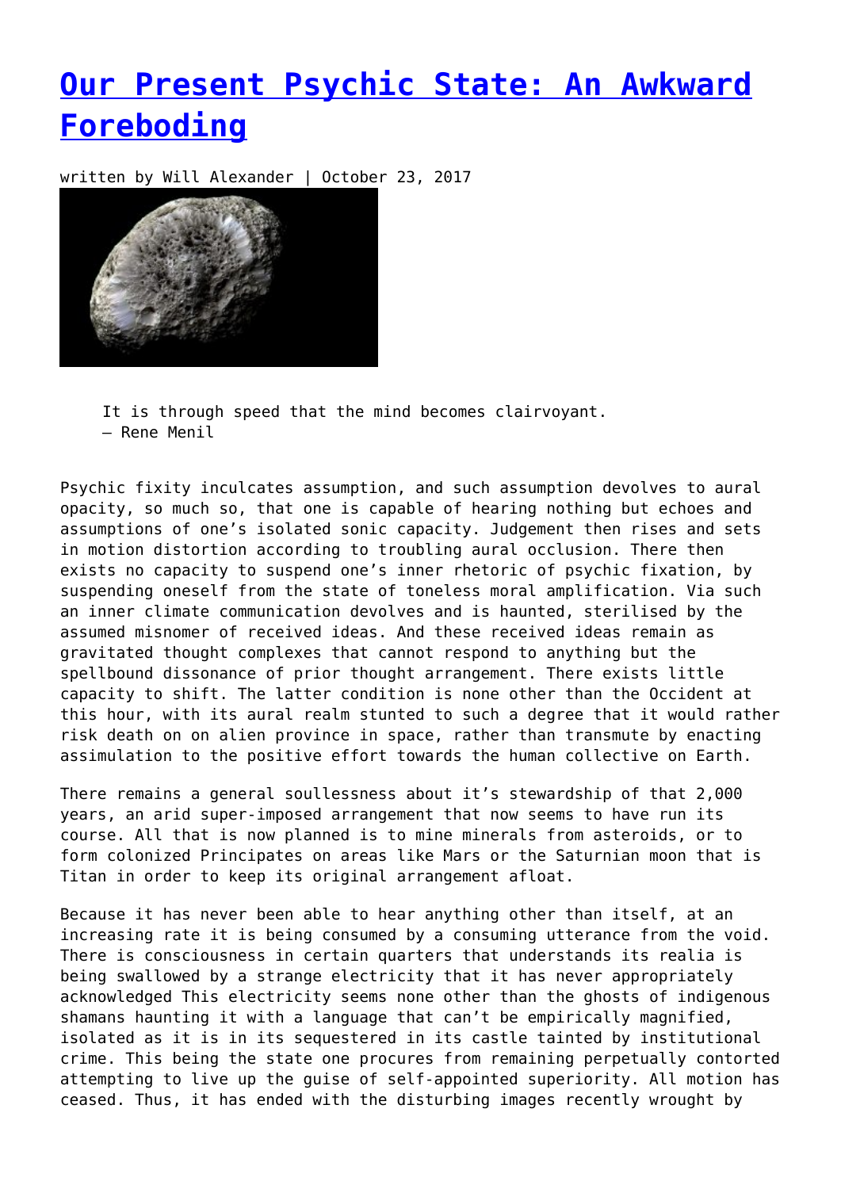# [Our Present Psychic State: An Awkward Foreboding]()

written by Will Alexander | October 23, 2017

> It is through speed that the mind becomes clairvoyant.
> — Rene Menil

Psychic fixity inculcates assumption, and such assumption devolves to aural opacity, so much so, that one is capable of hearing nothing but echoes and assumptions of one's isolated sonic capacity. Judgement then rises and sets in motion distortion according to troubling aural occlusion. There then exists no capacity to suspend one's inner rhetoric of psychic fixation, by suspending oneself from the state of toneless moral amplification. Via such an inner climate communication devolves and is haunted, sterilised by the assumed misnomer of received ideas. And these received ideas remain as gravitated thought complexes that cannot respond to anything but the spellbound dissonance of prior thought arrangement. There exists little capacity to shift. The latter condition is none other than the Occident at this hour, with its aural realm stunted to such a degree that it would rather risk death on on alien province in space, rather than transmute by enacting assimulation to the positive effort towards the human collective on Earth.

There remains a general soullessness about it's stewardship of that 2,000 years, an arid super-imposed arrangement that now seems to have run its course. All that is now planned is to mine minerals from asteroids, or to form colonized Principates on areas like Mars or the Saturnian moon that is Titan in order to keep its original arrangement afloat.

Because it has never been able to hear anything other than itself, at an increasing rate it is being consumed by a consuming utterance from the void. There is consciousness in certain quarters that understands its realia is being swallowed by a strange electricity that it has never appropriately acknowledged This electricity seems none other than the ghosts of indigenous shamans haunting it with a language that can't be empirically magnified, isolated as it is in its sequestered in its castle tainted by institutional crime. This being the state one procures from remaining perpetually contorted attempting to live up the guise of self-appointed superiority. All motion has ceased. Thus, it has ended with the disturbing images recently wrought by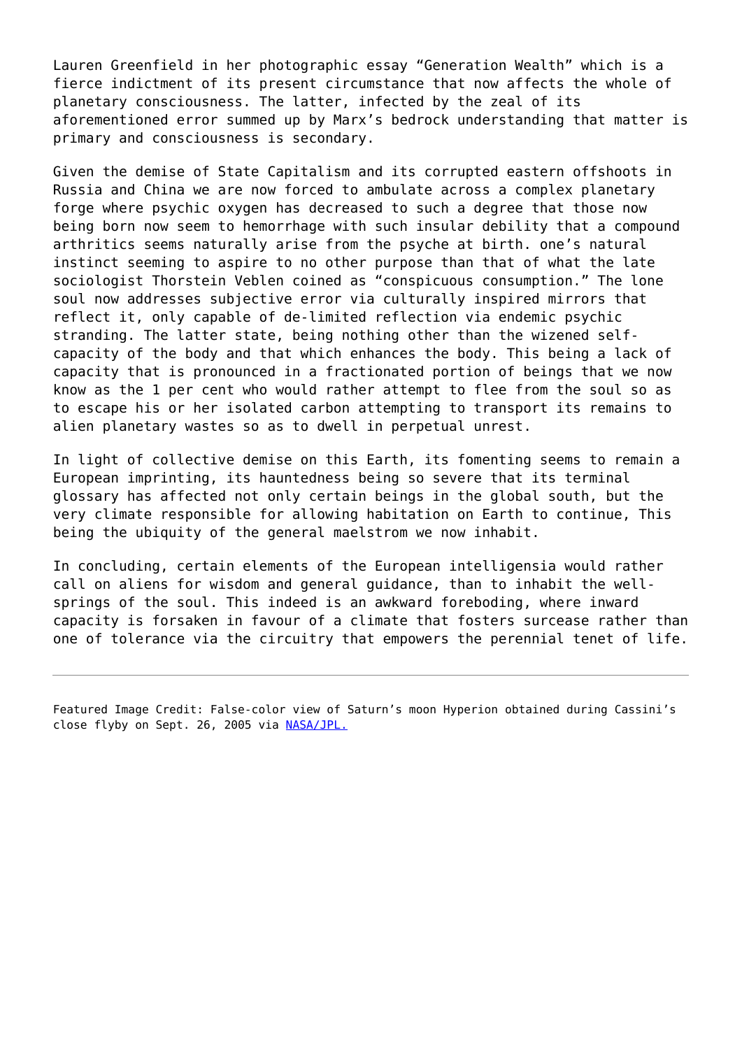Lauren Greenfield in her photographic essay “Generation Wealth” which is a fierce indictment of its present circumstance that now affects the whole of planetary consciousness. The latter, infected by the zeal of its aforementioned error summed up by Marx’s bedrock understanding that matter is primary and consciousness is secondary.

Given the demise of State Capitalism and its corrupted eastern offshoots in Russia and China we are now forced to ambulate across a complex planetary forge where psychic oxygen has decreased to such a degree that those now being born now seem to hemorrhage with such insular debility that a compound arthritics seems naturally arise from the psyche at birth. one’s natural instinct seeming to aspire to no other purpose than that of what the late sociologist Thorstein Veblen coined as “conspicuous consumption.” The lone soul now addresses subjective error via culturally inspired mirrors that reflect it, only capable of de-limited reflection via endemic psychic stranding. The latter state, being nothing other than the wizened self-capacity of the body and that which enhances the body. This being a lack of capacity that is pronounced in a fractionated portion of beings that we now know as the 1 per cent who would rather attempt to flee from the soul so as to escape his or her isolated carbon attempting to transport its remains to alien planetary wastes so as to dwell in perpetual unrest.

In light of collective demise on this Earth, its fomenting seems to remain a European imprinting, its hauntedness being so severe that its terminal glossary has affected not only certain beings in the global south, but the very climate responsible for allowing habitation on Earth to continue, This being the ubiquity of the general maelstrom we now inhabit.

In concluding, certain elements of the European intelligensia would rather call on aliens for wisdom and general guidance, than to inhabit the well-springs of the soul. This indeed is an awkward foreboding, where inward capacity is forsaken in favour of a climate that fosters surcease rather than one of tolerance via the circuitry that empowers the perennial tenet of life.

---

Featured Image Credit: False-color view of Saturn’s moon Hyperion obtained during Cassini’s close flyby on Sept. 26, 2005 via [NASA/JPL.](NASA/JPL.)